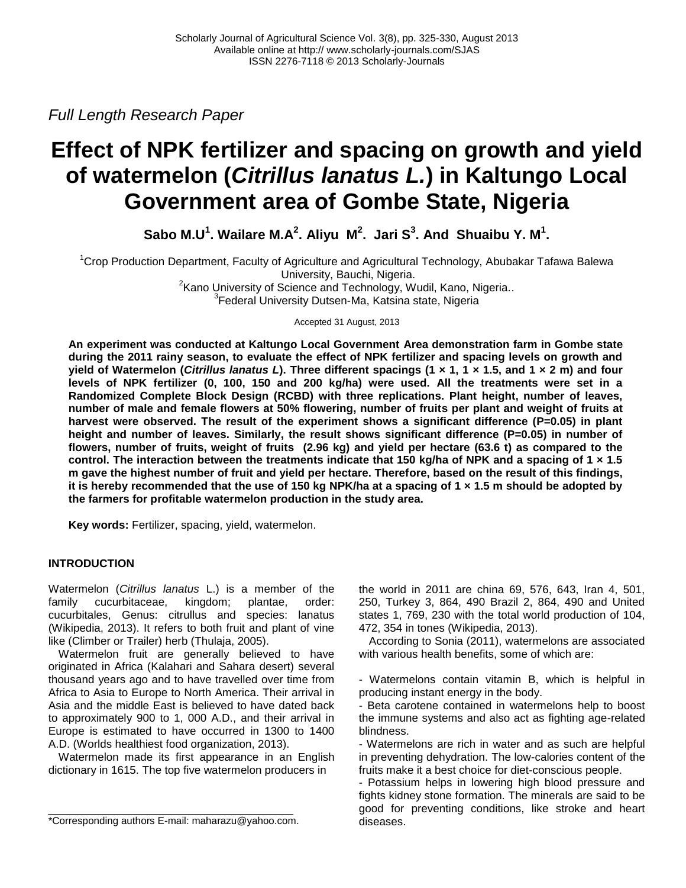*Full Length Research Paper*

# Effect of NPK fertilizer and spacing on growth and yield of watermelon (*Citrillus lanatus L.*) in Kaltungo Local Government area of Gombe State, Nigeria

**Sabo M.U[1]. Wailare M.A[2]. Aliyu M[2]. Jari S[3]. And Shuaibu Y. M[1].**

[1]Crop Production Department, Faculty of Agriculture and Agricultural Technology, Abubakar Tafawa Balewa University, Bauchi, Nigeria.
[2]Kano University of Science and Technology, Wudil, Kano, Nigeria..
[3]Federal University Dutsen-Ma, Katsina state, Nigeria

Accepted 31 August, 2013

**An experiment was conducted at Kaltungo Local Government Area demonstration farm in Gombe state during the 2011 rainy season, to evaluate the effect of NPK fertilizer and spacing levels on growth and yield of Watermelon (*Citrillus lanatus L*). Three different spacings (1 × 1, 1 × 1.5, and 1 × 2 m) and four levels of NPK fertilizer (0, 100, 150 and 200 kg/ha) were used. All the treatments were set in a Randomized Complete Block Design (RCBD) with three replications. Plant height, number of leaves, number of male and female flowers at 50% flowering, number of fruits per plant and weight of fruits at harvest were observed. The result of the experiment shows a significant difference (P=0.05) in plant height and number of leaves. Similarly, the result shows significant difference (P=0.05) in number of flowers, number of fruits, weight of fruits (2.96 kg) and yield per hectare (63.6 t) as compared to the control. The interaction between the treatments indicate that 150 kg/ha of NPK and a spacing of 1 × 1.5 m gave the highest number of fruit and yield per hectare. Therefore, based on the result of this findings, it is hereby recommended that the use of 150 kg NPK/ha at a spacing of 1 × 1.5 m should be adopted by the farmers for profitable watermelon production in the study area.**

**Key words:** Fertilizer, spacing, yield, watermelon.

## INTRODUCTION

Watermelon (*Citrillus lanatus* L.) is a member of the family cucurbitaceae, kingdom; plantae, order: cucurbitales, Genus: citrullus and species: lanatus (Wikipedia, 2013). It refers to both fruit and plant of vine like (Climber or Trailer) herb (Thulaja, 2005).

Watermelon fruit are generally believed to have originated in Africa (Kalahari and Sahara desert) several thousand years ago and to have travelled over time from Africa to Asia to Europe to North America. Their arrival in Asia and the middle East is believed to have dated back to approximately 900 to 1, 000 A.D., and their arrival in Europe is estimated to have occurred in 1300 to 1400 A.D. (Worlds healthiest food organization, 2013).

Watermelon made its first appearance in an English dictionary in 1615. The top five watermelon producers in the world in 2011 are china 69, 576, 643, Iran 4, 501, 250, Turkey 3, 864, 490 Brazil 2, 864, 490 and United states 1, 769, 230 with the total world production of 104, 472, 354 in tones (Wikipedia, 2013).

According to Sonia (2011), watermelons are associated with various health benefits, some of which are:

- Watermelons contain vitamin B, which is helpful in producing instant energy in the body.
- Beta carotene contained in watermelons help to boost the immune systems and also act as fighting age-related blindness.
- Watermelons are rich in water and as such are helpful in preventing dehydration. The low-calories content of the fruits make it a best choice for diet-conscious people.
- Potassium helps in lowering high blood pressure and fights kidney stone formation. The minerals are said to be good for preventing conditions, like stroke and heart diseases.

*Corresponding authors E-mail: maharazu@yahoo.com.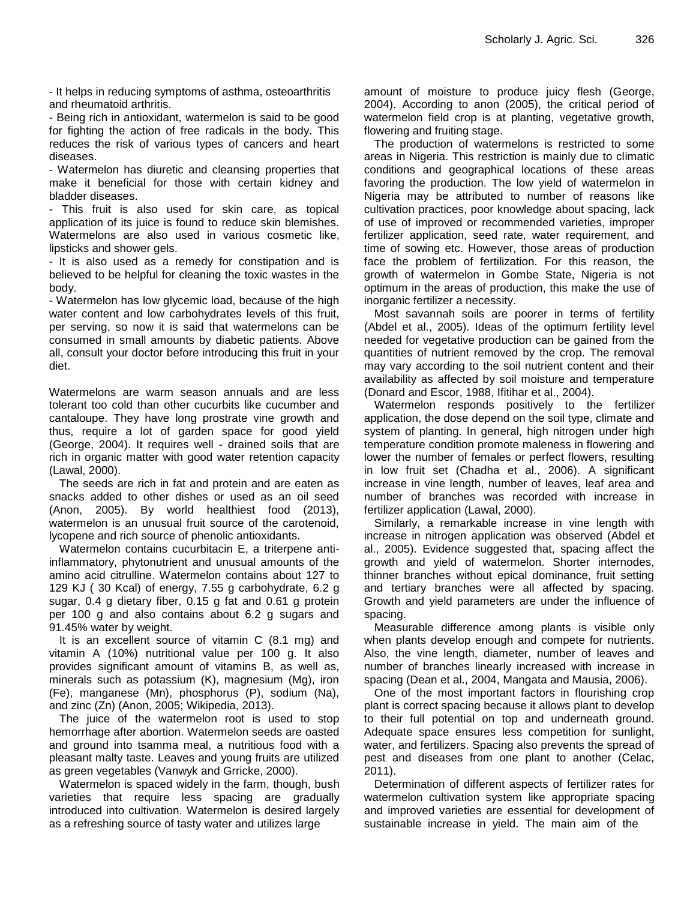- It helps in reducing symptoms of asthma, osteoarthritis and rheumatoid arthritis.

- Being rich in antioxidant, watermelon is said to be good for fighting the action of free radicals in the body. This reduces the risk of various types of cancers and heart diseases.

- Watermelon has diuretic and cleansing properties that make it beneficial for those with certain kidney and bladder diseases.

- This fruit is also used for skin care, as topical application of its juice is found to reduce skin blemishes. Watermelons are also used in various cosmetic like, lipsticks and shower gels.

- It is also used as a remedy for constipation and is believed to be helpful for cleaning the toxic wastes in the body.

- Watermelon has low glycemic load, because of the high water content and low carbohydrates levels of this fruit, per serving, so now it is said that watermelons can be consumed in small amounts by diabetic patients. Above all, consult your doctor before introducing this fruit in your diet.

Watermelons are warm season annuals and are less tolerant too cold than other cucurbits like cucumber and cantaloupe. They have long prostrate vine growth and thus, require a lot of garden space for good yield (George, 2004). It requires well - drained soils that are rich in organic matter with good water retention capacity (Lawal, 2000).

The seeds are rich in fat and protein and are eaten as snacks added to other dishes or used as an oil seed (Anon, 2005). By world healthiest food (2013), watermelon is an unusual fruit source of the carotenoid, lycopene and rich source of phenolic antioxidants.

Watermelon contains cucurbitacin E, a triterpene anti-inflammatory, phytonutrient and unusual amounts of the amino acid citrulline. Watermelon contains about 127 to 129 KJ ( 30 Kcal) of energy, 7.55 g carbohydrate, 6.2 g sugar, 0.4 g dietary fiber, 0.15 g fat and 0.61 g protein per 100 g and also contains about 6.2 g sugars and 91.45% water by weight.

It is an excellent source of vitamin C (8.1 mg) and vitamin A (10%) nutritional value per 100 g. It also provides significant amount of vitamins B, as well as, minerals such as potassium (K), magnesium (Mg), iron (Fe), manganese (Mn), phosphorus (P), sodium (Na), and zinc (Zn) (Anon, 2005; Wikipedia, 2013).

The juice of the watermelon root is used to stop hemorrhage after abortion. Watermelon seeds are oasted and ground into tsamma meal, a nutritious food with a pleasant malty taste. Leaves and young fruits are utilized as green vegetables (Vanwyk and Grricke, 2000).

Watermelon is spaced widely in the farm, though, bush varieties that require less spacing are gradually introduced into cultivation. Watermelon is desired largely as a refreshing source of tasty water and utilizes large amount of moisture to produce juicy flesh (George, 2004). According to anon (2005), the critical period of watermelon field crop is at planting, vegetative growth, flowering and fruiting stage.

The production of watermelons is restricted to some areas in Nigeria. This restriction is mainly due to climatic conditions and geographical locations of these areas favoring the production. The low yield of watermelon in Nigeria may be attributed to number of reasons like cultivation practices, poor knowledge about spacing, lack of use of improved or recommended varieties, improper fertilizer application, seed rate, water requirement, and time of sowing etc. However, those areas of production face the problem of fertilization. For this reason, the growth of watermelon in Gombe State, Nigeria is not optimum in the areas of production, this make the use of inorganic fertilizer a necessity.

Most savannah soils are poorer in terms of fertility (Abdel et al., 2005). Ideas of the optimum fertility level needed for vegetative production can be gained from the quantities of nutrient removed by the crop. The removal may vary according to the soil nutrient content and their availability as affected by soil moisture and temperature (Donard and Escor, 1988, Ifitihar et al., 2004).

Watermelon responds positively to the fertilizer application, the dose depend on the soil type, climate and system of planting. In general, high nitrogen under high temperature condition promote maleness in flowering and lower the number of females or perfect flowers, resulting in low fruit set (Chadha et al., 2006). A significant increase in vine length, number of leaves, leaf area and number of branches was recorded with increase in fertilizer application (Lawal, 2000).

Similarly, a remarkable increase in vine length with increase in nitrogen application was observed (Abdel et al., 2005). Evidence suggested that, spacing affect the growth and yield of watermelon. Shorter internodes, thinner branches without epical dominance, fruit setting and tertiary branches were all affected by spacing. Growth and yield parameters are under the influence of spacing.

Measurable difference among plants is visible only when plants develop enough and compete for nutrients. Also, the vine length, diameter, number of leaves and number of branches linearly increased with increase in spacing (Dean et al., 2004, Mangata and Mausia, 2006).

One of the most important factors in flourishing crop plant is correct spacing because it allows plant to develop to their full potential on top and underneath ground. Adequate space ensures less competition for sunlight, water, and fertilizers. Spacing also prevents the spread of pest and diseases from one plant to another (Celac, 2011).

Determination of different aspects of fertilizer rates for watermelon cultivation system like appropriate spacing and improved varieties are essential for development of sustainable increase in yield. The main aim of the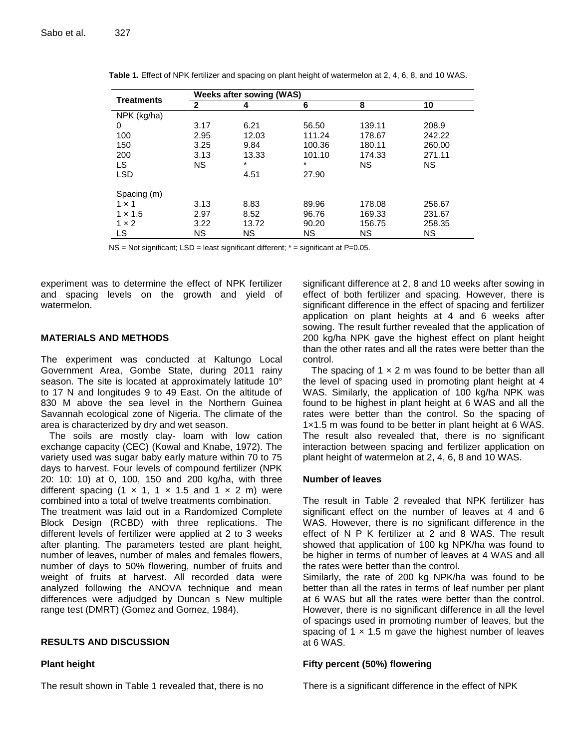**Table 1.** Effect of NPK fertilizer and spacing on plant height of watermelon at 2, 4, 6, 8, and 10 WAS.

| Treatments | Weeks after sowing (WAS) | | | | |
|---|---|---|---|---|---|
| | **2** | **4** | **6** | **8** | **10** |
| NPK (kg/ha) | | | | | |
| 0 | 3.17 | 6.21 | 56.50 | 139.11 | 208.9 |
| 100 | 2.95 | 12.03 | 111.24 | 178.67 | 242.22 |
| 150 | 3.25 | 9.84 | 100.36 | 180.11 | 260.00 |
| 200 | 3.13 | 13.33 | 101.10 | 174.33 | 271.11 |
| LS | NS | * | * | NS | NS |
| LSD | | 4.51 | 27.90 | | |
| Spacing (m) | | | | | |
| 1 × 1 | 3.13 | 8.83 | 89.96 | 178.08 | 256.67 |
| 1 × 1.5 | 2.97 | 8.52 | 96.76 | 169.33 | 231.67 |
| 1 × 2 | 3.22 | 13.72 | 90.20 | 156.75 | 258.35 |
| LS | NS | NS | NS | NS | NS |

NS = Not significant; LSD = least significant different; * = significant at P=0.05.

experiment was to determine the effect of NPK fertilizer and spacing levels on the growth and yield of watermelon.

## MATERIALS AND METHODS

The experiment was conducted at Kaltungo Local Government Area, Gombe State, during 2011 rainy season. The site is located at approximately latitude 10° to 17 N and longitudes 9 to 49 East. On the altitude of 830 M above the sea level in the Northern Guinea Savannah ecological zone of Nigeria. The climate of the area is characterized by dry and wet season.

The soils are mostly clay- loam with low cation exchange capacity (CEC) (Kowal and Knabe, 1972). The variety used was sugar baby early mature within 70 to 75 days to harvest. Four levels of compound fertilizer (NPK 20: 10: 10) at 0, 100, 150 and 200 kg/ha, with three different spacing (1 × 1, 1 × 1.5 and 1 × 2 m) were combined into a total of twelve treatments combination.

The treatment was laid out in a Randomized Complete Block Design (RCBD) with three replications. The different levels of fertilizer were applied at 2 to 3 weeks after planting. The parameters tested are plant height, number of leaves, number of males and females flowers, number of days to 50% flowering, number of fruits and weight of fruits at harvest. All recorded data were analyzed following the ANOVA technique and mean differences were adjudged by Duncan s New multiple range test (DMRT) (Gomez and Gomez, 1984).

## RESULTS AND DISCUSSION

### Plant height

The result shown in Table 1 revealed that, there is no significant difference at 2, 8 and 10 weeks after sowing in effect of both fertilizer and spacing. However, there is significant difference in the effect of spacing and fertilizer application on plant heights at 4 and 6 weeks after sowing. The result further revealed that the application of 200 kg/ha NPK gave the highest effect on plant height than the other rates and all the rates were better than the control.

The spacing of 1 × 2 m was found to be better than all the level of spacing used in promoting plant height at 4 WAS. Similarly, the application of 100 kg/ha NPK was found to be highest in plant height at 6 WAS and all the rates were better than the control. So the spacing of 1×1.5 m was found to be better in plant height at 6 WAS. The result also revealed that, there is no significant interaction between spacing and fertilizer application on plant height of watermelon at 2, 4, 6, 8 and 10 WAS.

### Number of leaves

The result in Table 2 revealed that NPK fertilizer has significant effect on the number of leaves at 4 and 6 WAS. However, there is no significant difference in the effect of N P K fertilizer at 2 and 8 WAS. The result showed that application of 100 kg NPK/ha was found to be higher in terms of number of leaves at 4 WAS and all the rates were better than the control.

Similarly, the rate of 200 kg NPK/ha was found to be better than all the rates in terms of leaf number per plant at 6 WAS but all the rates were better than the control. However, there is no significant difference in all the level of spacings used in promoting number of leaves, but the spacing of 1 × 1.5 m gave the highest number of leaves at 6 WAS.

### Fifty percent (50%) flowering

There is a significant difference in the effect of NPK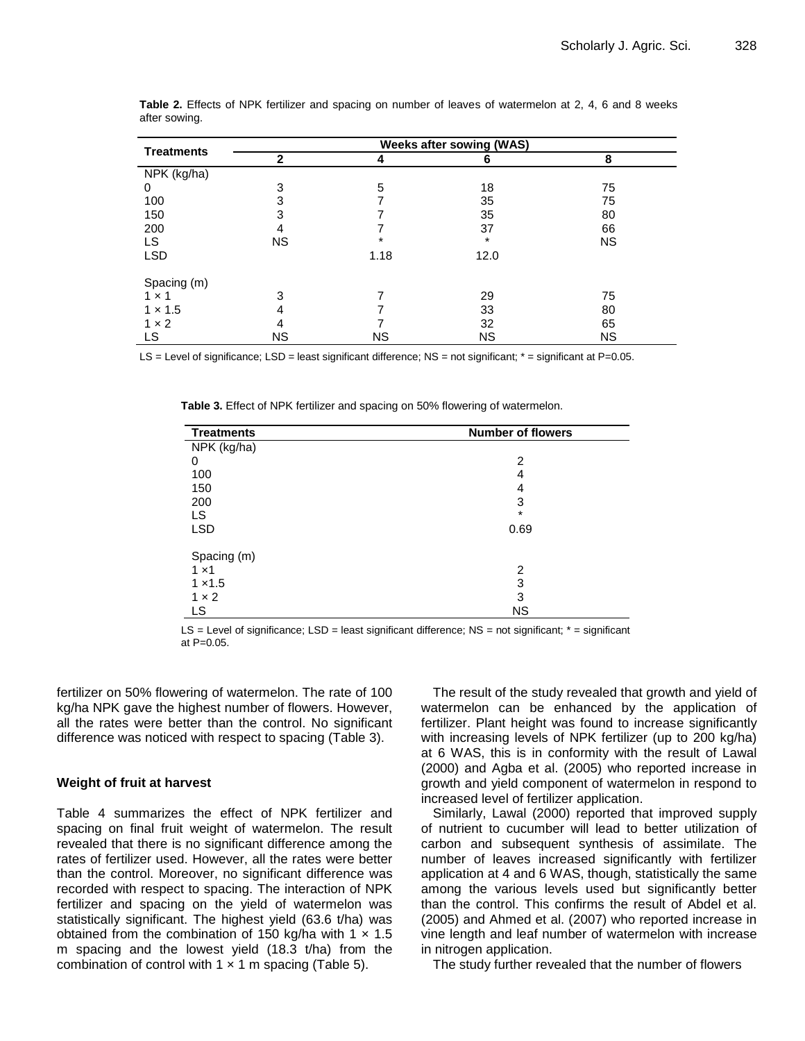**Table 2.** Effects of NPK fertilizer and spacing on number of leaves of watermelon at 2, 4, 6 and 8 weeks after sowing.

| Treatments | Weeks after sowing (WAS) | | | |
|---|---|---|---|---|
| | 2 | 4 | 6 | 8 |
| NPK (kg/ha) | | | | |
| 0 | 3 | 5 | 18 | 75 |
| 100 | 3 | 7 | 35 | 75 |
| 150 | 3 | 7 | 35 | 80 |
| 200 | 4 | 7 | 37 | 66 |
| LS | NS | * | * | NS |
| LSD | | 1.18 | 12.0 | |
| Spacing (m) | | | | |
| 1 × 1 | 3 | 7 | 29 | 75 |
| 1 × 1.5 | 4 | 7 | 33 | 80 |
| 1 × 2 | 4 | 7 | 32 | 65 |
| LS | NS | NS | NS | NS |

LS = Level of significance; LSD = least significant difference; NS = not significant; * = significant at P=0.05.

**Table 3.** Effect of NPK fertilizer and spacing on 50% flowering of watermelon.

| Treatments | Number of flowers |
|---|---|
| NPK (kg/ha) | |
| 0 | 2 |
| 100 | 4 |
| 150 | 4 |
| 200 | 3 |
| LS | * |
| LSD | 0.69 |
| Spacing (m) | |
| 1 ×1 | 2 |
| 1 ×1.5 | 3 |
| 1 × 2 | 3 |
| LS | NS |

LS = Level of significance; LSD = least significant difference; NS = not significant; * = significant at P=0.05.

fertilizer on 50% flowering of watermelon. The rate of 100 kg/ha NPK gave the highest number of flowers. However, all the rates were better than the control. No significant difference was noticed with respect to spacing (Table 3).

### Weight of fruit at harvest

Table 4 summarizes the effect of NPK fertilizer and spacing on final fruit weight of watermelon. The result revealed that there is no significant difference among the rates of fertilizer used. However, all the rates were better than the control. Moreover, no significant difference was recorded with respect to spacing. The interaction of NPK fertilizer and spacing on the yield of watermelon was statistically significant. The highest yield (63.6 t/ha) was obtained from the combination of 150 kg/ha with 1 × 1.5 m spacing and the lowest yield (18.3 t/ha) from the combination of control with 1 × 1 m spacing (Table 5).

The result of the study revealed that growth and yield of watermelon can be enhanced by the application of fertilizer. Plant height was found to increase significantly with increasing levels of NPK fertilizer (up to 200 kg/ha) at 6 WAS, this is in conformity with the result of Lawal (2000) and Agba et al. (2005) who reported increase in growth and yield component of watermelon in respond to increased level of fertilizer application.

Similarly, Lawal (2000) reported that improved supply of nutrient to cucumber will lead to better utilization of carbon and subsequent synthesis of assimilate. The number of leaves increased significantly with fertilizer application at 4 and 6 WAS, though, statistically the same among the various levels used but significantly better than the control. This confirms the result of Abdel et al. (2005) and Ahmed et al. (2007) who reported increase in vine length and leaf number of watermelon with increase in nitrogen application.

The study further revealed that the number of flowers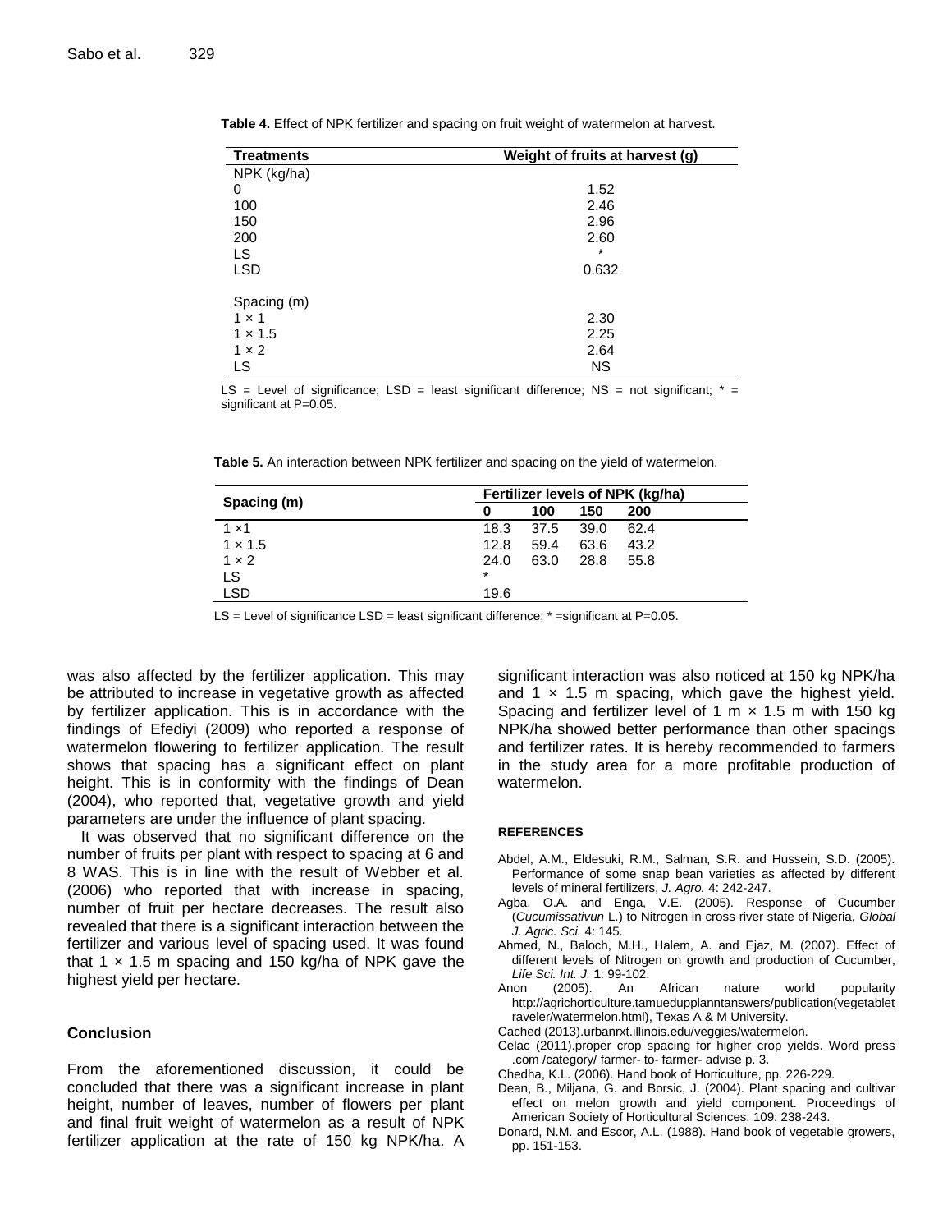**Table 4.** Effect of NPK fertilizer and spacing on fruit weight of watermelon at harvest.

| Treatments | Weight of fruits at harvest (g) |
|---|---|
| NPK (kg/ha) | |
| 0 | 1.52 |
| 100 | 2.46 |
| 150 | 2.96 |
| 200 | 2.60 |
| LS | * |
| LSD | 0.632 |
| | |
| Spacing (m) | |
| 1 × 1 | 2.30 |
| 1 × 1.5 | 2.25 |
| 1 × 2 | 2.64 |
| LS | NS |

LS = Level of significance; LSD = least significant difference; NS = not significant; * = significant at P=0.05.

**Table 5.** An interaction between NPK fertilizer and spacing on the yield of watermelon.

| Spacing (m) | Fertilizer levels of NPK (kg/ha) | | | |
|---|---|---|---|---|
| | 0 | 100 | 150 | 200 |
| 1 ×1 | 18.3 | 37.5 | 39.0 | 62.4 |
| 1 × 1.5 | 12.8 | 59.4 | 63.6 | 43.2 |
| 1 × 2 | 24.0 | 63.0 | 28.8 | 55.8 |
| LS | * | | | |
| LSD | 19.6 | | | |

LS = Level of significance LSD = least significant difference; * =significant at P=0.05.

was also affected by the fertilizer application. This may be attributed to increase in vegetative growth as affected by fertilizer application. This is in accordance with the findings of Efediyi (2009) who reported a response of watermelon flowering to fertilizer application. The result shows that spacing has a significant effect on plant height. This is in conformity with the findings of Dean (2004), who reported that, vegetative growth and yield parameters are under the influence of plant spacing.

It was observed that no significant difference on the number of fruits per plant with respect to spacing at 6 and 8 WAS. This is in line with the result of Webber et al. (2006) who reported that with increase in spacing, number of fruit per hectare decreases. The result also revealed that there is a significant interaction between the fertilizer and various level of spacing used. It was found that 1 × 1.5 m spacing and 150 kg/ha of NPK gave the highest yield per hectare.

## Conclusion

From the aforementioned discussion, it could be concluded that there was a significant increase in plant height, number of leaves, number of flowers per plant and final fruit weight of watermelon as a result of NPK fertilizer application at the rate of 150 kg NPK/ha. A significant interaction was also noticed at 150 kg NPK/ha and 1 × 1.5 m spacing, which gave the highest yield. Spacing and fertilizer level of 1 m × 1.5 m with 150 kg NPK/ha showed better performance than other spacings and fertilizer rates. It is hereby recommended to farmers in the study area for a more profitable production of watermelon.

### REFERENCES

Abdel, A.M., Eldesuki, R.M., Salman, S.R. and Hussein, S.D. (2005). Performance of some snap bean varieties as affected by different levels of mineral fertilizers, *J. Agro.* 4: 242-247.

Agba, O.A. and Enga, V.E. (2005). Response of Cucumber (*Cucumissativun* L.) to Nitrogen in cross river state of Nigeria, *Global J. Agric. Sci.* 4: 145.

Ahmed, N., Baloch, M.H., Halem, A. and Ejaz, M. (2007). Effect of different levels of Nitrogen on growth and production of Cucumber, *Life Sci. Int. J.* **1**: 99-102.

Anon (2005). An African nature world popularity http://agrichorticulture.tamuedupplanntanswers/publication(vegetabletraveler/watermelon.html), Texas A & M University.

Cached (2013).urbanrxt.illinois.edu/veggies/watermelon.

Celac (2011).proper crop spacing for higher crop yields. Word press .com /category/ farmer- to- farmer- advise p. 3.

Chedha, K.L. (2006). Hand book of Horticulture, pp. 226-229.

Dean, B., Miljana, G. and Borsic, J. (2004). Plant spacing and cultivar effect on melon growth and yield component. Proceedings of American Society of Horticultural Sciences. 109: 238-243.

Donard, N.M. and Escor, A.L. (1988). Hand book of vegetable growers, pp. 151-153.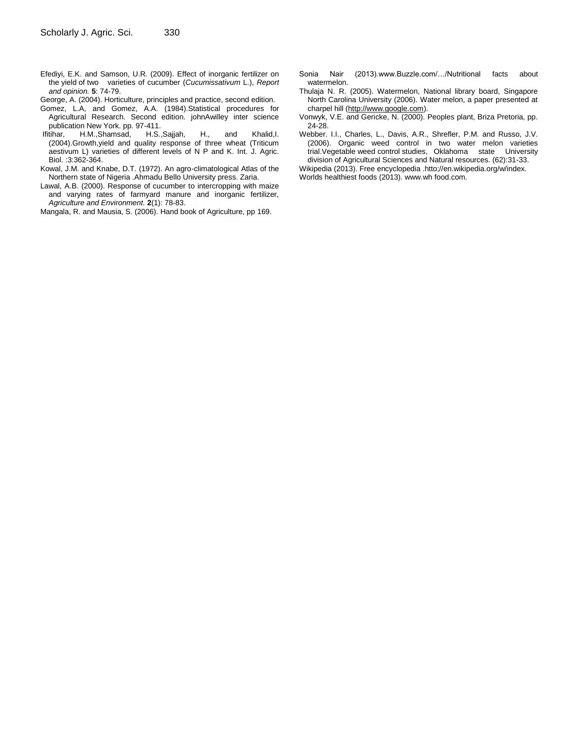Efediyi, E.K. and Samson, U.R. (2009). Effect of inorganic fertilizer on the yield of two varieties of cucumber (*Cucumissativum* L.), *Report and opinion.* **5**: 74-79.

George, A. (2004). Horticulture, principles and practice, second edition.

Gomez, L.A, and Gomez, A.A. (1984).Statistical procedures for Agricultural Research. Second edition. johnAwilley inter science publication New York. pp. 97-411.

Ifitihar, H.M.,Shamsad, H.S.,Sajjah, H., and Khalid,I. (2004).Growth,yield and quality response of three wheat (Triticum aestivum L) varieties of different levels of N P and K. Int. J. Agric. Biol. :3:362-364.

Kowal, J.M. and Knabe, D.T. (1972). An agro-climatological Atlas of the Northern state of Nigeria .Ahmadu Bello University press. Zaria.

Lawal, A.B. (2000). Response of cucumber to intercropping with maize and varying rates of farmyard manure and inorganic fertilizer, *Agriculture and Environment.* **2**(1): 78-83.

Mangala, R. and Mausia, S. (2006). Hand book of Agriculture, pp 169.

Sonia Nair (2013).www.Buzzle.com/…/Nutritional facts about watermelon.

Thulaja N. R. (2005). Watermelon, National library board, Singapore North Carolina University (2006). Water melon, a paper presented at charpel hill (http://www.google.com).

Vonwyk, V.E. and Gericke, N. (2000). Peoples plant, Briza Pretoria, pp. 24-28.

Webber. I.I., Charles, L., Davis, A.R., Shrefler, P.M. and Russo, J.V. (2006). Organic weed control in two water melon varieties trial.Vegetable weed control studies, Oklahoma state University division of Agricultural Sciences and Natural resources. (62):31-33.

Wikipedia (2013). Free encyclopedia .htto;//en.wikipedia.org/w/index.

Worlds healthiest foods (2013). www.wh food.com.